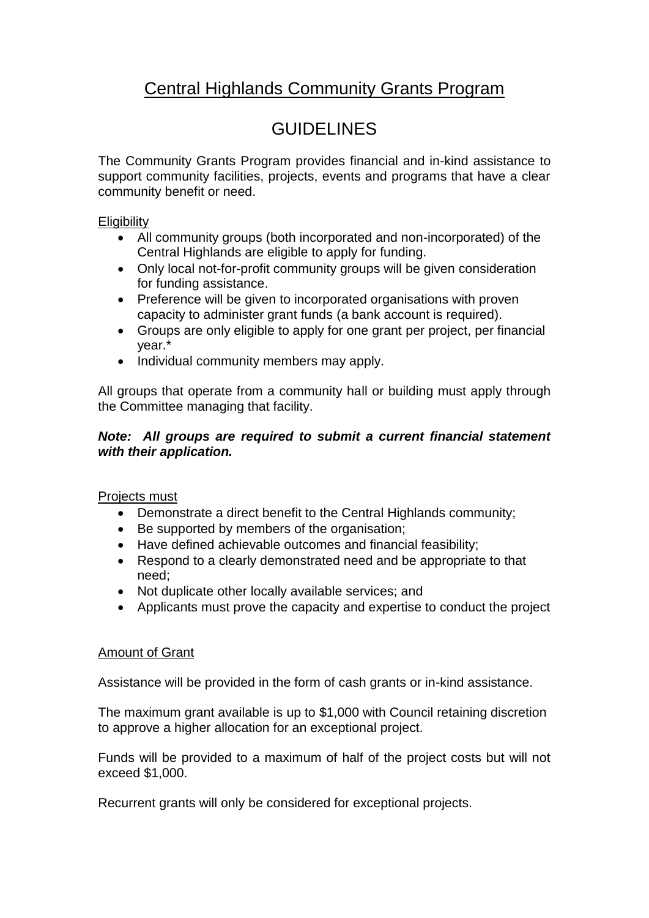# Central Highlands Community Grants Program

## GUIDELINES

The Community Grants Program provides financial and in-kind assistance to support community facilities, projects, events and programs that have a clear community benefit or need.

Eligibility

- All community groups (both incorporated and non-incorporated) of the Central Highlands are eligible to apply for funding.
- Only local not-for-profit community groups will be given consideration for funding assistance.
- Preference will be given to incorporated organisations with proven capacity to administer grant funds (a bank account is required).
- Groups are only eligible to apply for one grant per project, per financial year.*
- Individual community members may apply.

All groups that operate from a community hall or building must apply through the Committee managing that facility.

***Note: All groups are required to submit a current financial statement with their application.***

Projects must

- Demonstrate a direct benefit to the Central Highlands community;
- Be supported by members of the organisation;
- Have defined achievable outcomes and financial feasibility;
- Respond to a clearly demonstrated need and be appropriate to that need;
- Not duplicate other locally available services; and
- Applicants must prove the capacity and expertise to conduct the project

Amount of Grant

Assistance will be provided in the form of cash grants or in-kind assistance.

The maximum grant available is up to $1,000 with Council retaining discretion to approve a higher allocation for an exceptional project.

Funds will be provided to a maximum of half of the project costs but will not exceed $1,000.

Recurrent grants will only be considered for exceptional projects.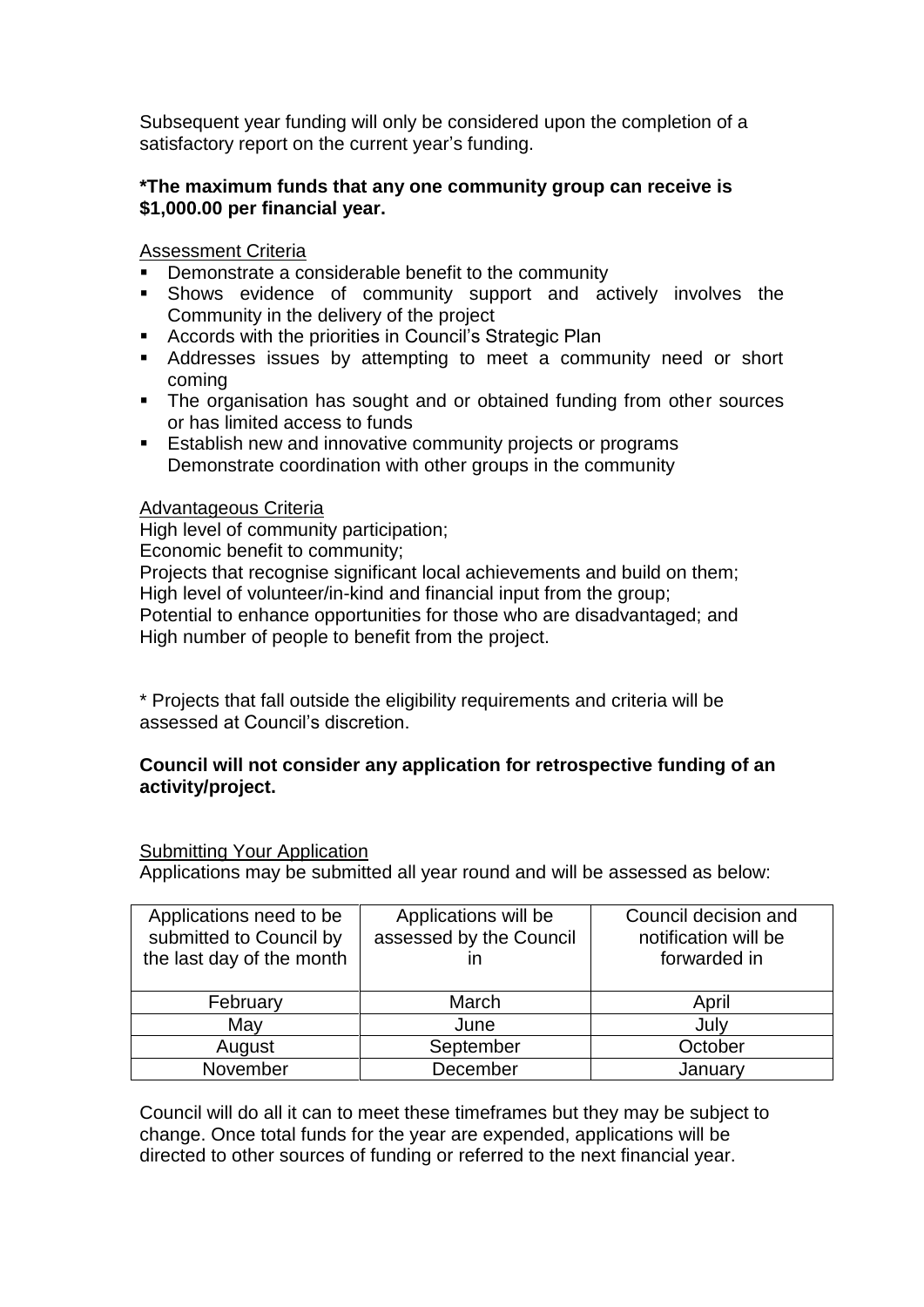Subsequent year funding will only be considered upon the completion of a satisfactory report on the current year's funding.

***The maximum funds that any one community group can receive is $1,000.00 per financial year.**

<u>Assessment Criteria</u>

- Demonstrate a considerable benefit to the community
- Shows evidence of community support and actively involves the Community in the delivery of the project
- Accords with the priorities in Council's Strategic Plan
- Addresses issues by attempting to meet a community need or short coming
- The organisation has sought and or obtained funding from other sources or has limited access to funds
- Establish new and innovative community projects or programs
  Demonstrate coordination with other groups in the community

<u>Advantageous Criteria</u>

High level of community participation;
Economic benefit to community;
Projects that recognise significant local achievements and build on them;
High level of volunteer/in-kind and financial input from the group;
Potential to enhance opportunities for those who are disadvantaged; and
High number of people to benefit from the project.

* Projects that fall outside the eligibility requirements and criteria will be assessed at Council's discretion.

**Council will not consider any application for retrospective funding of an activity/project.**

<u>Submitting Your Application</u>

Applications may be submitted all year round and will be assessed as below:

| Applications need to be submitted to Council by the last day of the month | Applications will be assessed by the Council in | Council decision and notification will be forwarded in |
|---|---|---|
| February | March | April |
| May | June | July |
| August | September | October |
| November | December | January |

Council will do all it can to meet these timeframes but they may be subject to change. Once total funds for the year are expended, applications will be directed to other sources of funding or referred to the next financial year.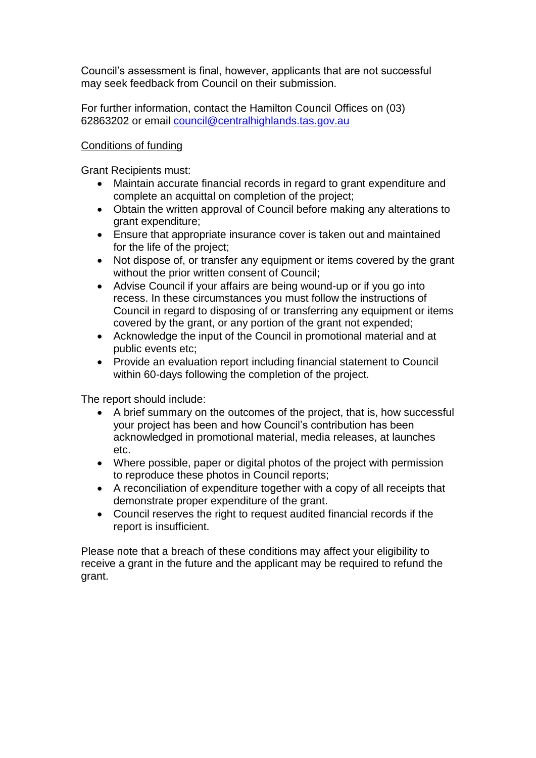Council's assessment is final, however, applicants that are not successful may seek feedback from Council on their submission.

For further information, contact the Hamilton Council Offices on (03) 62863202 or email council@centralhighlands.tas.gov.au

Conditions of funding

Grant Recipients must:

- Maintain accurate financial records in regard to grant expenditure and complete an acquittal on completion of the project;
- Obtain the written approval of Council before making any alterations to grant expenditure;
- Ensure that appropriate insurance cover is taken out and maintained for the life of the project;
- Not dispose of, or transfer any equipment or items covered by the grant without the prior written consent of Council;
- Advise Council if your affairs are being wound-up or if you go into recess. In these circumstances you must follow the instructions of Council in regard to disposing of or transferring any equipment or items covered by the grant, or any portion of the grant not expended;
- Acknowledge the input of the Council in promotional material and at public events etc;
- Provide an evaluation report including financial statement to Council within 60-days following the completion of the project.

The report should include:

- A brief summary on the outcomes of the project, that is, how successful your project has been and how Council's contribution has been acknowledged in promotional material, media releases, at launches etc.
- Where possible, paper or digital photos of the project with permission to reproduce these photos in Council reports;
- A reconciliation of expenditure together with a copy of all receipts that demonstrate proper expenditure of the grant.
- Council reserves the right to request audited financial records if the report is insufficient.

Please note that a breach of these conditions may affect your eligibility to receive a grant in the future and the applicant may be required to refund the grant.